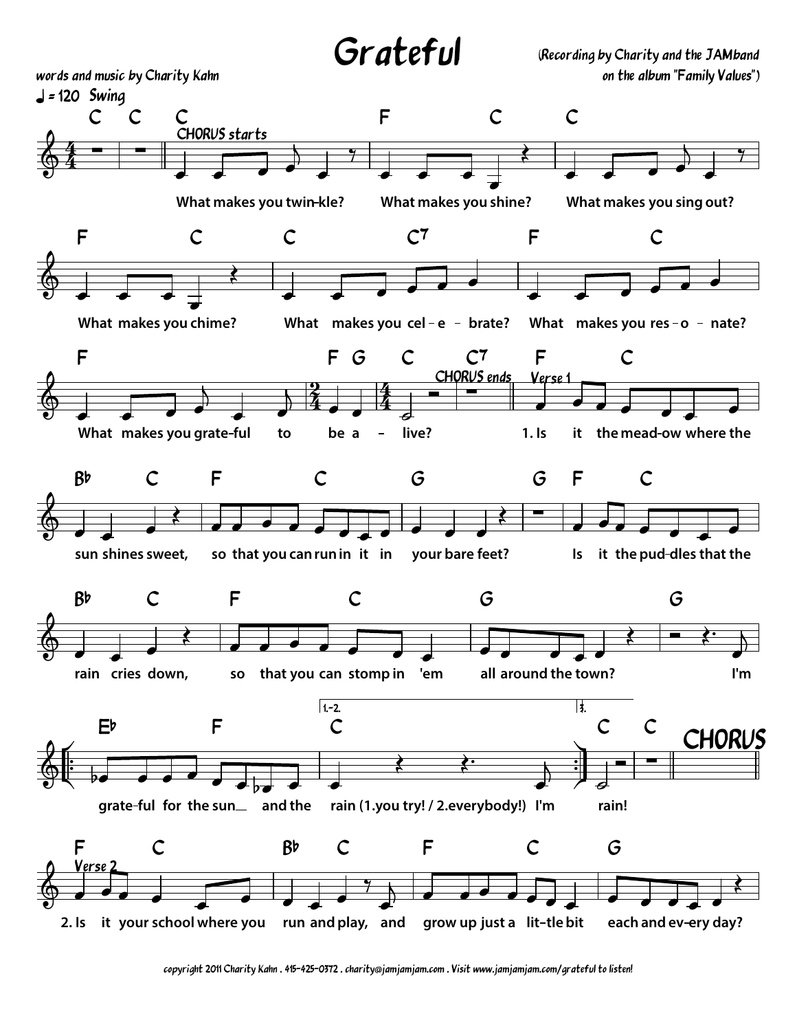# Grateful

words and music by Charity Kahn

(Recording by Charity and the JAMband on the album "Family Values")

♩ = 120 Swing

CHORUS starts

What makes you twin-kle? What makes you shine? What makes you sing out?

What makes you chime? What makes you cel - e - brate? What makes you res - o - nate?

What makes you grate-ful to be a - live?

CHORUS ends

Verse 1

1. Is it the mead-ow where the sun shines sweet, so that you can run in it in your bare feet? Is it the pud-dles that the rain cries down, so that you can stomp in 'em all around the town?

I'm grate-ful for the sun and the rain (1.you try! / 2.everybody!) I'm rain!

CHORUS

Verse 2

2. Is it your school where you run and play, and grow up just a lit-tle bit each and ev-ery day?

copyright 2011 Charity Kahn . 415-425-0372 . charity@jamjamjam.com . Visit www.jamjamjam.com/grateful to listen!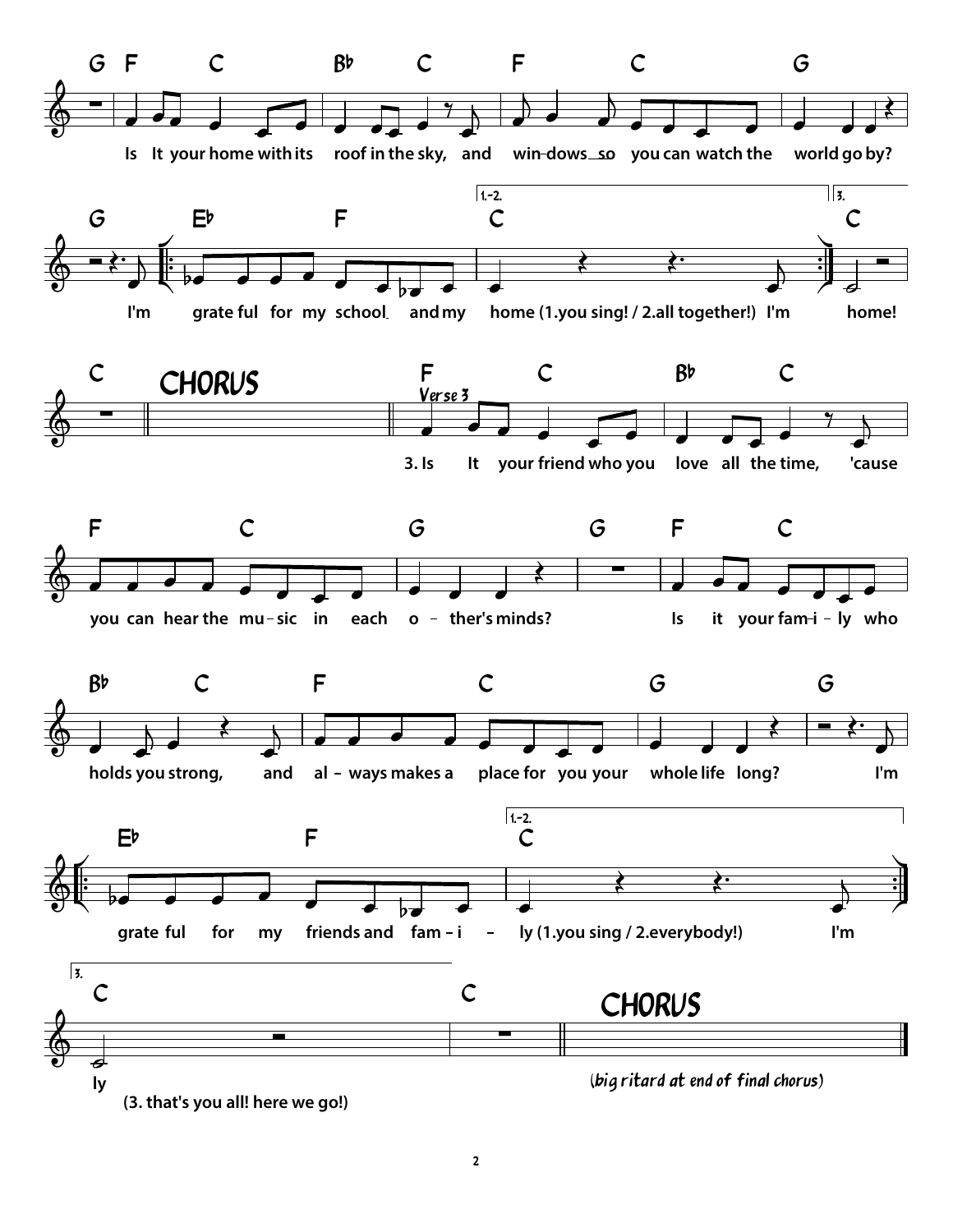G F C Bb C F C G

Is It your home with its roof in the sky, and win-dows so you can watch the world go by?

G Eb F C C

I'm grate ful for my school and my home (1.you sing! / 2.all together!) I'm home!

1.-2. 3.

C **CHORUS** F C Bb C

Verse 3

3. Is It your friend who you love all the time, 'cause

F C G G F C

you can hear the mu - sic in each o - ther's minds? Is it your fam - i - ly who

Bb C F C G G

holds you strong, and al - ways makes a place for you your whole life long? I'm

Eb F C

grate ful for my friends and fam - i - ly (1.you sing / 2.everybody!) I'm

1.-2.

3.

C C **CHORUS**

ly

(3. that's you all! here we go!)

*(big ritard at end of final chorus)*